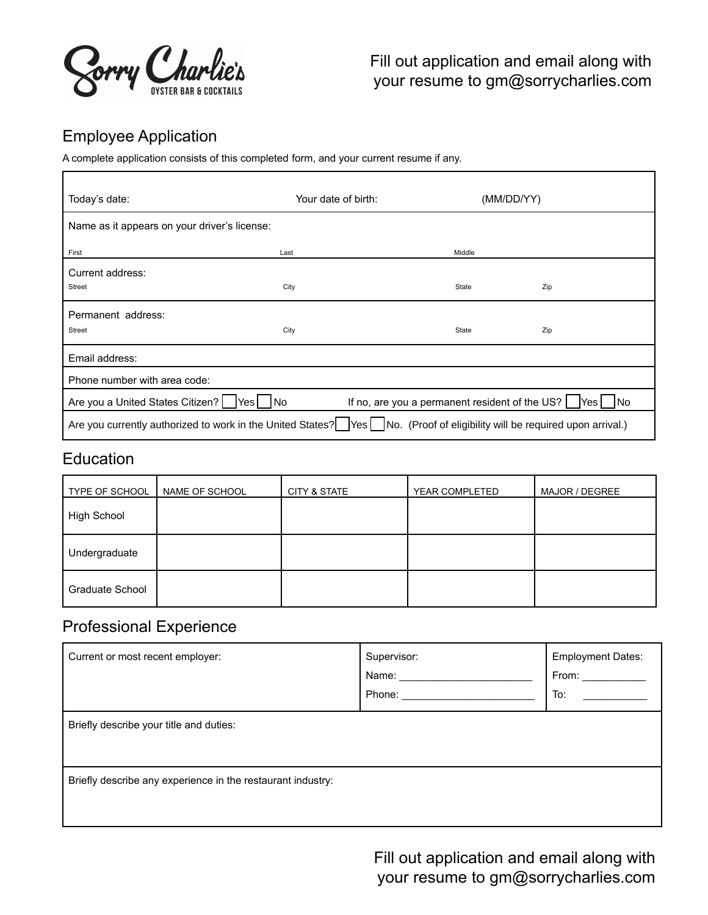Sorry Charlie's
OYSTER BAR & COCKTAILS

Fill out application and email along with your resume to gm@sorrycharlies.com

## Employee Application

A complete application consists of this completed form, and your current resume if any.

Today's date: Your date of birth: (MM/DD/YY)

Name as it appears on your driver's license:

First Last Middle

Current address:

Street City State Zip

Permanent address:

Street City State Zip

Email address:

Phone number with area code:

Are you a United States Citizen? ☐ Yes ☐ No If no, are you a permanent resident of the US? ☐ Yes ☐ No

Are you currently authorized to work in the United States? ☐ Yes ☐ No. (Proof of eligibility will be required upon arrival.)

## Education

| TYPE OF SCHOOL | NAME OF SCHOOL | CITY & STATE | YEAR COMPLETED | MAJOR / DEGREE |
|---|---|---|---|---|
| High School | | | | |
| Undergraduate | | | | |
| Graduate School | | | | |

## Professional Experience

| Current or most recent employer: | Supervisor:<br>Name: ______________________<br>Phone: ______________________ | Employment Dates:<br>From: ___________<br>To: ___________ |
|---|---|---|

Briefly describe your title and duties:

Briefly describe any experience in the restaurant industry:

Fill out application and email along with your resume to gm@sorrycharlies.com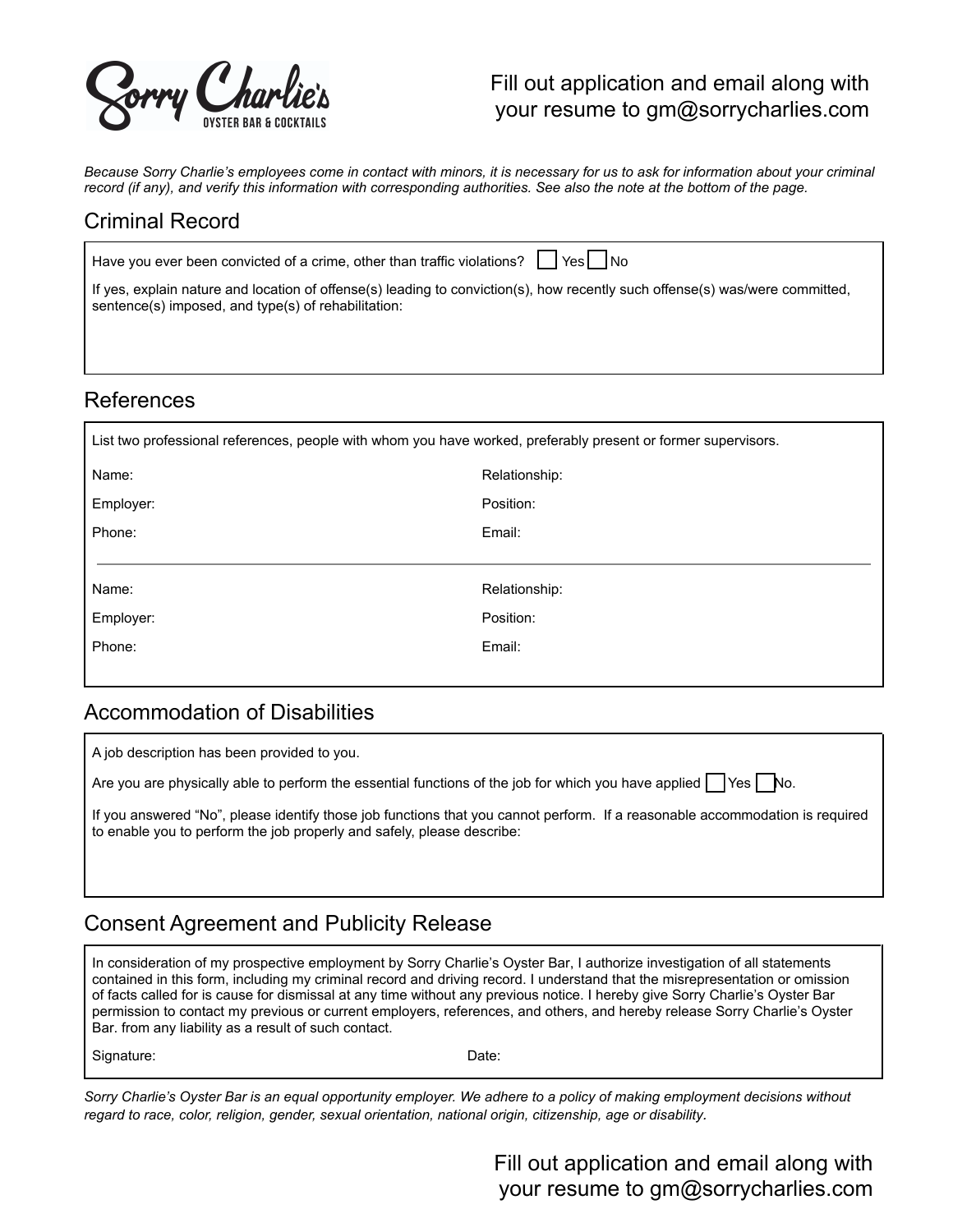Sorry Charlie's
OYSTER BAR & COCKTAILS

Fill out application and email along with your resume to gm@sorrycharlies.com

*Because Sorry Charlie's employees come in contact with minors, it is necessary for us to ask for information about your criminal record (if any), and verify this information with corresponding authorities. See also the note at the bottom of the page.*

## Criminal Record

Have you ever been convicted of a crime, other than traffic violations? ☐ Yes ☐ No

If yes, explain nature and location of offense(s) leading to conviction(s), how recently such offense(s) was/were committed, sentence(s) imposed, and type(s) of rehabilitation:

## References

List two professional references, people with whom you have worked, preferably present or former supervisors.

| | |
|---|---|
| Name: | Relationship: |
| Employer: | Position: |
| Phone: | Email: |

| | |
|---|---|
| Name: | Relationship: |
| Employer: | Position: |
| Phone: | Email: |

## Accommodation of Disabilities

A job description has been provided to you.

Are you are physically able to perform the essential functions of the job for which you have applied ☐ Yes ☐ No.

If you answered "No", please identify those job functions that you cannot perform. If a reasonable accommodation is required to enable you to perform the job properly and safely, please describe:

## Consent Agreement and Publicity Release

In consideration of my prospective employment by Sorry Charlie's Oyster Bar, I authorize investigation of all statements contained in this form, including my criminal record and driving record. I understand that the misrepresentation or omission of facts called for is cause for dismissal at any time without any previous notice. I hereby give Sorry Charlie's Oyster Bar permission to contact my previous or current employers, references, and others, and hereby release Sorry Charlie's Oyster Bar. from any liability as a result of such contact.

Signature: Date:

*Sorry Charlie's Oyster Bar is an equal opportunity employer. We adhere to a policy of making employment decisions without regard to race, color, religion, gender, sexual orientation, national origin, citizenship, age or disability.*

Fill out application and email along with your resume to gm@sorrycharlies.com